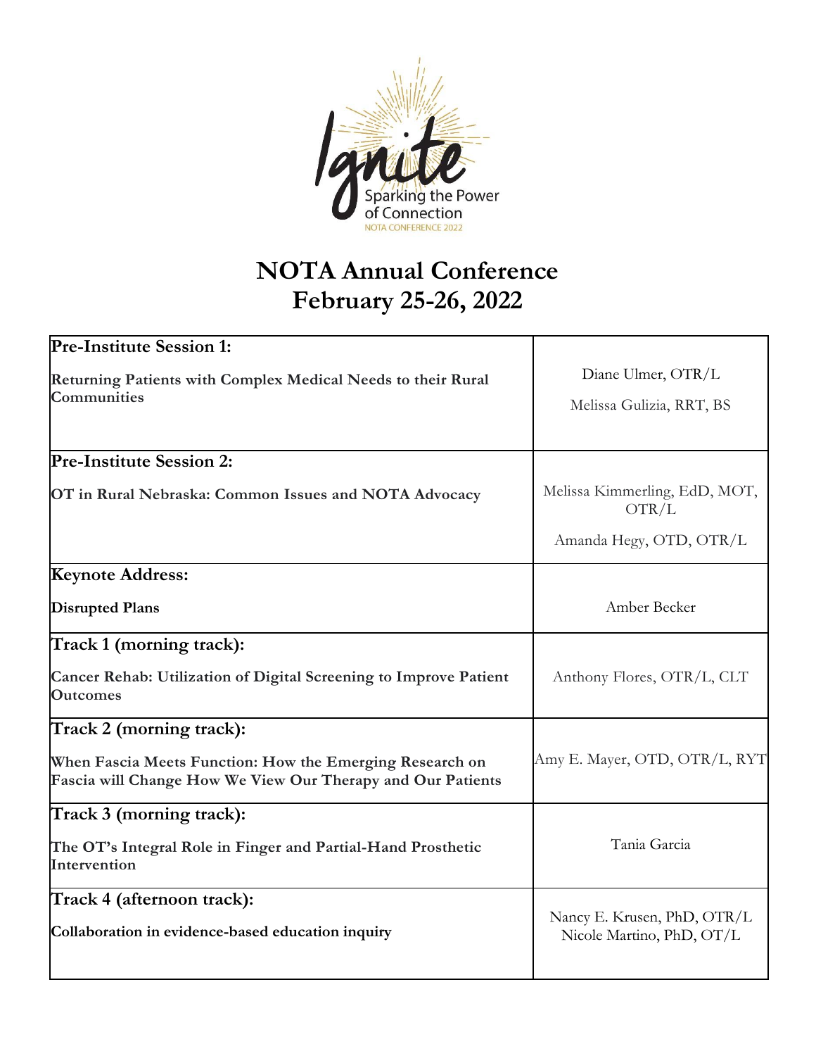Ignite

Sparking the Power of Connection

NOTA CONFERENCE 2022

# NOTA Annual Conference
## February 25-26, 2022

| Session | Presenter(s) |
|---|---|
| **Pre-Institute Session 1:** **Returning Patients with Complex Medical Needs to their Rural Communities** | Diane Ulmer, OTR/L<br>Melissa Gulizia, RRT, BS |
| **Pre-Institute Session 2:** **OT in Rural Nebraska: Common Issues and NOTA Advocacy** | Melissa Kimmerling, EdD, MOT, OTR/L<br>Amanda Hegy, OTD, OTR/L |
| **Keynote Address:** **Disrupted Plans** | Amber Becker |
| **Track 1 (morning track):** **Cancer Rehab: Utilization of Digital Screening to Improve Patient Outcomes** | Anthony Flores, OTR/L, CLT |
| **Track 2 (morning track):** **When Fascia Meets Function: How the Emerging Research on Fascia will Change How We View Our Therapy and Our Patients** | Amy E. Mayer, OTD, OTR/L, RYT |
| **Track 3 (morning track):** **The OT's Integral Role in Finger and Partial-Hand Prosthetic Intervention** | Tania Garcia |
| **Track 4 (afternoon track):** **Collaboration in evidence-based education inquiry** | Nancy E. Krusen, PhD, OTR/L<br>Nicole Martino, PhD, OT/L |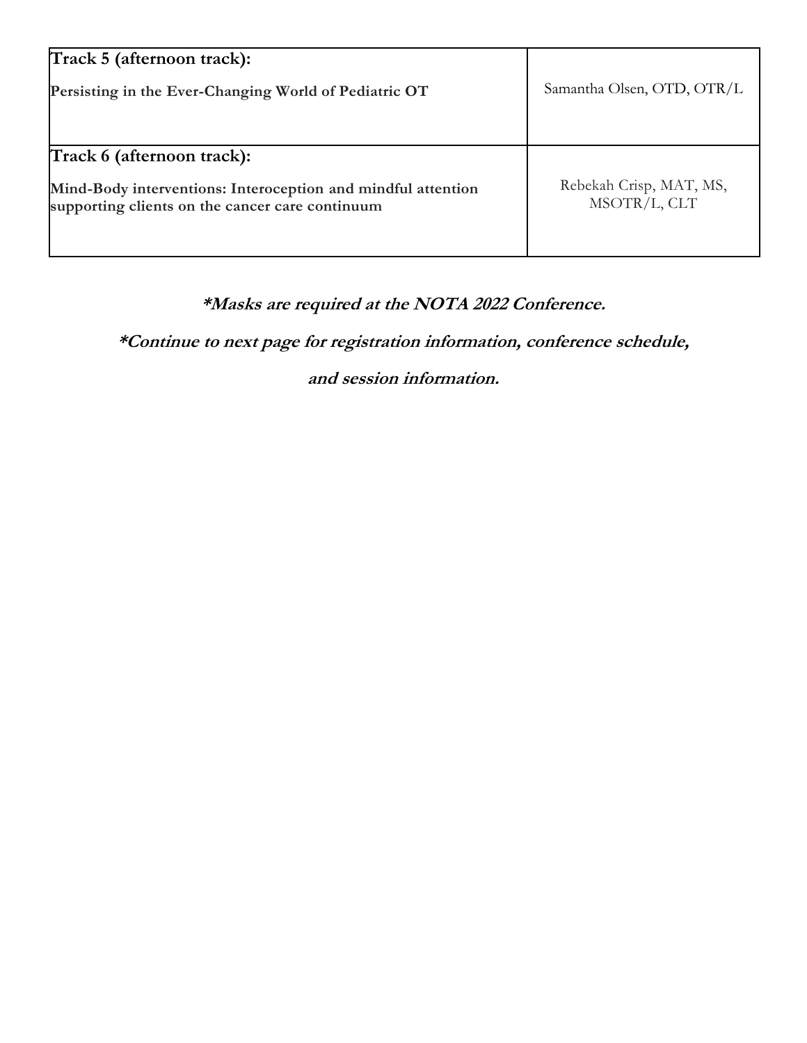| | |
|---|---|
| **Track 5 (afternoon track):**<br>**Persisting in the Ever-Changing World of Pediatric OT** | Samantha Olsen, OTD, OTR/L |
| **Track 6 (afternoon track):**<br>**Mind-Body interventions: Interoception and mindful attention supporting clients on the cancer care continuum** | Rebekah Crisp, MAT, MS, MSOTR/L, CLT |

***\*Masks are required at the NOTA 2022 Conference.***

***\*Continue to next page for registration information, conference schedule, and session information.***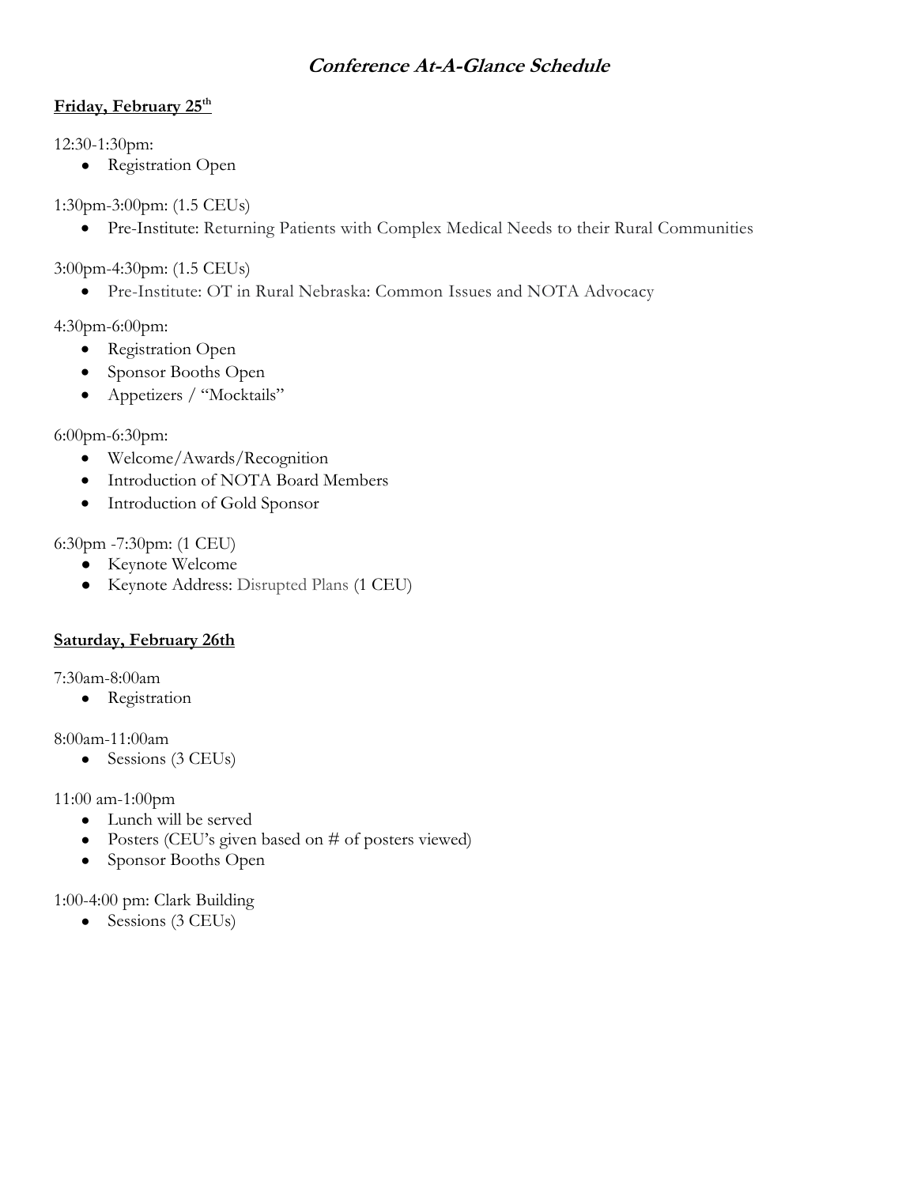# *Conference At-A-Glance Schedule*

## Friday, February 25th

12:30-1:30pm:

- Registration Open

1:30pm-3:00pm: (1.5 CEUs)

- Pre-Institute: Returning Patients with Complex Medical Needs to their Rural Communities

3:00pm-4:30pm: (1.5 CEUs)

- Pre-Institute: OT in Rural Nebraska: Common Issues and NOTA Advocacy

4:30pm-6:00pm:

- Registration Open
- Sponsor Booths Open
- Appetizers / "Mocktails"

6:00pm-6:30pm:

- Welcome/Awards/Recognition
- Introduction of NOTA Board Members
- Introduction of Gold Sponsor

6:30pm -7:30pm: (1 CEU)

- Keynote Welcome
- Keynote Address: Disrupted Plans (1 CEU)

## Saturday, February 26th

7:30am-8:00am

- Registration

8:00am-11:00am

- Sessions (3 CEUs)

11:00 am-1:00pm

- Lunch will be served
- Posters (CEU's given based on # of posters viewed)
- Sponsor Booths Open

1:00-4:00 pm: Clark Building

- Sessions (3 CEUs)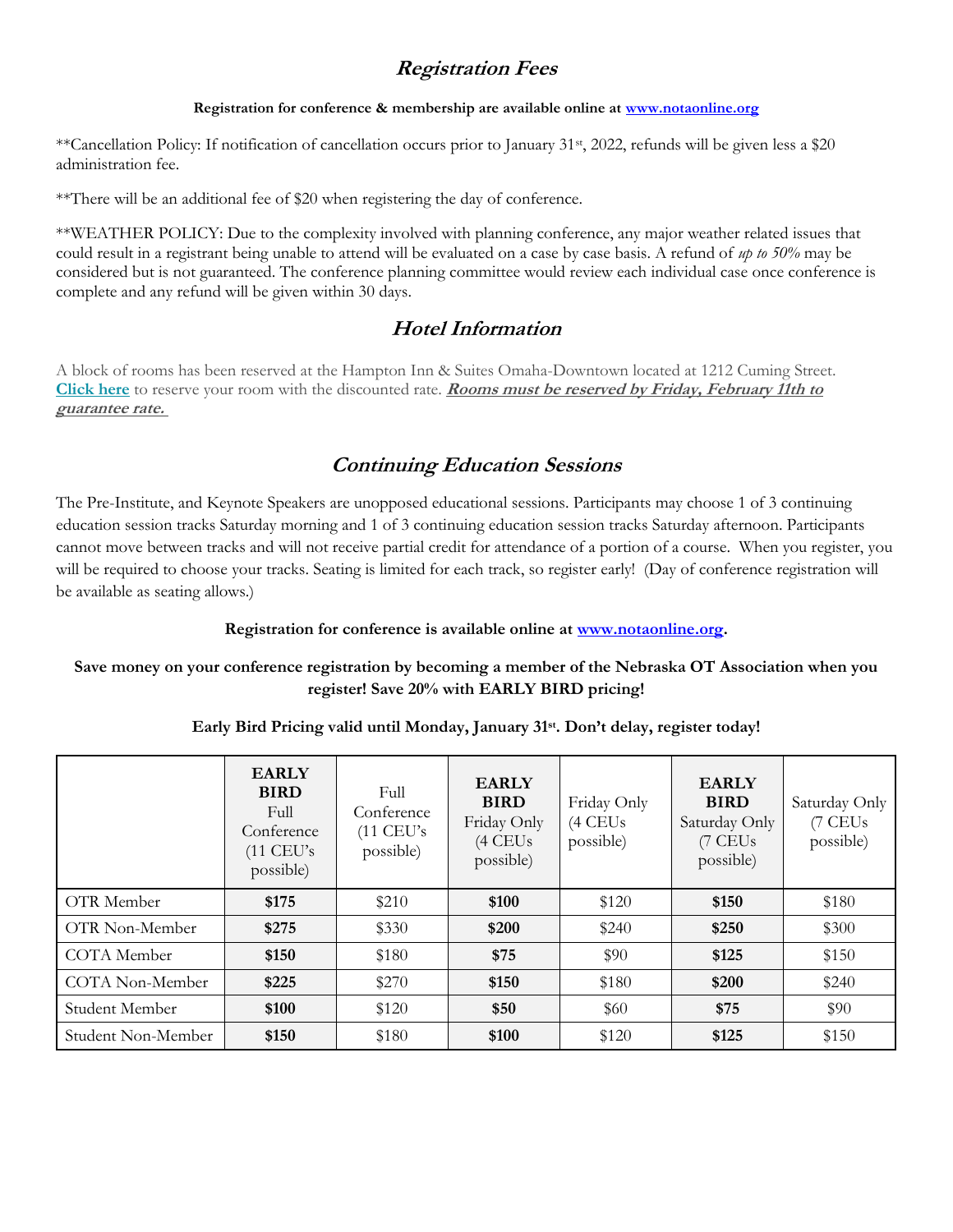## ***Registration Fees***

**Registration for conference & membership are available online at [www.notaonline.org](http://www.notaonline.org)**

**Cancellation Policy: If notification of cancellation occurs prior to January 31st, 2022, refunds will be given less a $20 administration fee.

**There will be an additional fee of $20 when registering the day of conference.

**WEATHER POLICY: Due to the complexity involved with planning conference, any major weather related issues that could result in a registrant being unable to attend will be evaluated on a case by case basis. A refund of *up to 50%* may be considered but is not guaranteed. The conference planning committee would review each individual case once conference is complete and any refund will be given within 30 days.

## ***Hotel Information***

A block of rooms has been reserved at the Hampton Inn & Suites Omaha-Downtown located at 1212 Cuming Street. **Click here** to reserve your room with the discounted rate. ***Rooms must be reserved by Friday, February 11th to guarantee rate.***

## ***Continuing Education Sessions***

The Pre-Institute, and Keynote Speakers are unopposed educational sessions. Participants may choose 1 of 3 continuing education session tracks Saturday morning and 1 of 3 continuing education session tracks Saturday afternoon. Participants cannot move between tracks and will not receive partial credit for attendance of a portion of a course. When you register, you will be required to choose your tracks. Seating is limited for each track, so register early! (Day of conference registration will be available as seating allows.)

**Registration for conference is available online at [www.notaonline.org](http://www.notaonline.org).**

**Save money on your conference registration by becoming a member of the Nebraska OT Association when you register! Save 20% with EARLY BIRD pricing!**

**Early Bird Pricing valid until Monday, January 31st. Don't delay, register today!**

| | **EARLY BIRD** Full Conference (11 CEU's possible) | Full Conference (11 CEU's possible) | **EARLY BIRD** Friday Only (4 CEUs possible) | Friday Only (4 CEUs possible) | **EARLY BIRD** Saturday Only (7 CEUs possible) | Saturday Only (7 CEUs possible) |
|---|---|---|---|---|---|---|
| OTR Member | **$175** | $210 | **$100** | $120 | **$150** | $180 |
| OTR Non-Member | **$275** | $330 | **$200** | $240 | **$250** | $300 |
| COTA Member | **$150** | $180 | **$75** | $90 | **$125** | $150 |
| COTA Non-Member | **$225** | $270 | **$150** | $180 | **$200** | $240 |
| Student Member | **$100** | $120 | **$50** | $60 | **$75** | $90 |
| Student Non-Member | **$150** | $180 | **$100** | $120 | **$125** | $150 |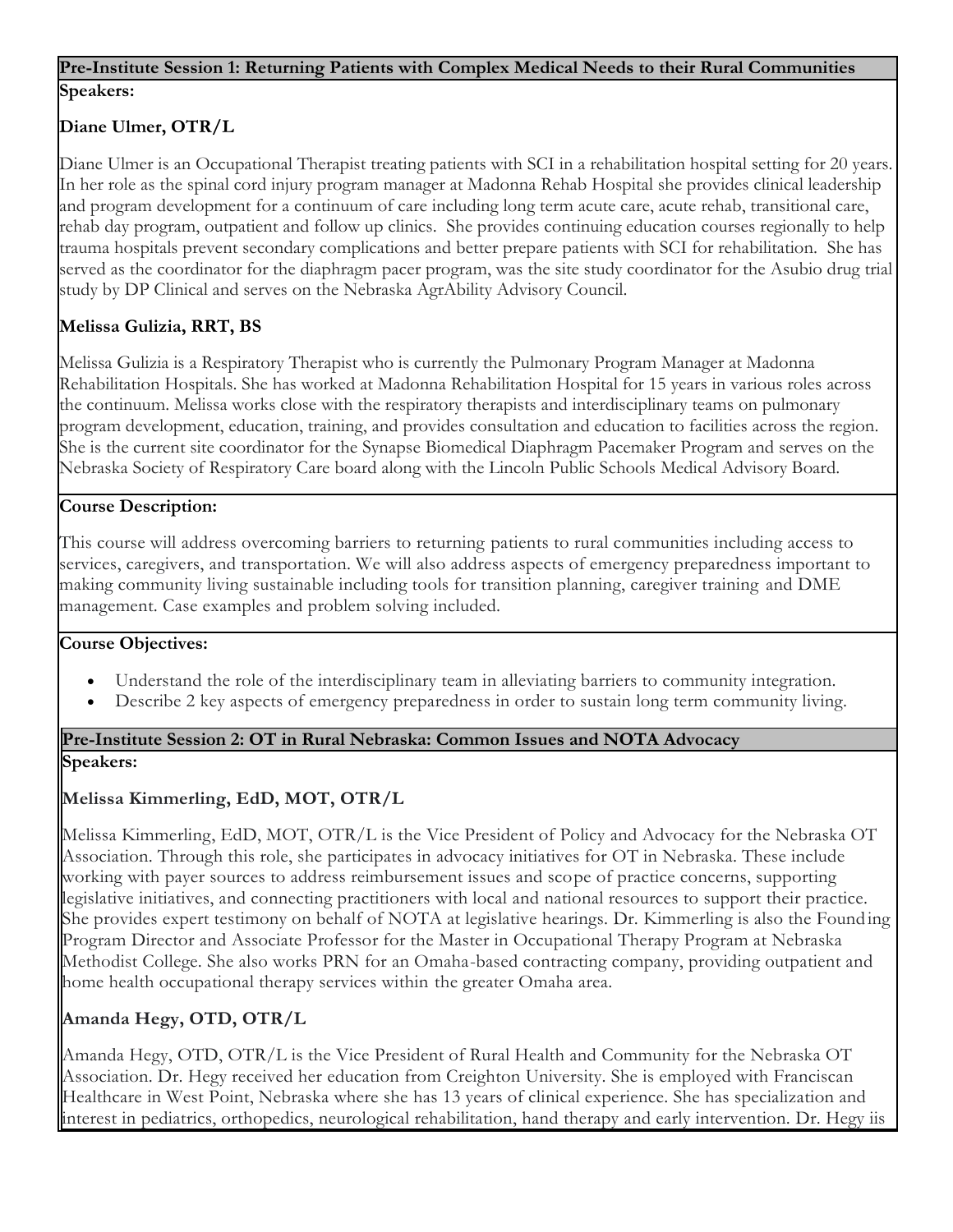## Pre-Institute Session 1: Returning Patients with Complex Medical Needs to their Rural Communities

**Speakers:**

### Diane Ulmer, OTR/L

Diane Ulmer is an Occupational Therapist treating patients with SCI in a rehabilitation hospital setting for 20 years. In her role as the spinal cord injury program manager at Madonna Rehab Hospital she provides clinical leadership and program development for a continuum of care including long term acute care, acute rehab, transitional care, rehab day program, outpatient and follow up clinics. She provides continuing education courses regionally to help trauma hospitals prevent secondary complications and better prepare patients with SCI for rehabilitation. She has served as the coordinator for the diaphragm pacer program, was the site study coordinator for the Asubio drug trial study by DP Clinical and serves on the Nebraska AgrAbility Advisory Council.

### Melissa Gulizia, RRT, BS

Melissa Gulizia is a Respiratory Therapist who is currently the Pulmonary Program Manager at Madonna Rehabilitation Hospitals. She has worked at Madonna Rehabilitation Hospital for 15 years in various roles across the continuum. Melissa works close with the respiratory therapists and interdisciplinary teams on pulmonary program development, education, training, and provides consultation and education to facilities across the region. She is the current site coordinator for the Synapse Biomedical Diaphragm Pacemaker Program and serves on the Nebraska Society of Respiratory Care board along with the Lincoln Public Schools Medical Advisory Board.

**Course Description:**

This course will address overcoming barriers to returning patients to rural communities including access to services, caregivers, and transportation. We will also address aspects of emergency preparedness important to making community living sustainable including tools for transition planning, caregiver training and DME management. Case examples and problem solving included.

**Course Objectives:**

- Understand the role of the interdisciplinary team in alleviating barriers to community integration.
- Describe 2 key aspects of emergency preparedness in order to sustain long term community living.

## Pre-Institute Session 2: OT in Rural Nebraska: Common Issues and NOTA Advocacy

**Speakers:**

### Melissa Kimmerling, EdD, MOT, OTR/L

Melissa Kimmerling, EdD, MOT, OTR/L is the Vice President of Policy and Advocacy for the Nebraska OT Association. Through this role, she participates in advocacy initiatives for OT in Nebraska. These include working with payer sources to address reimbursement issues and scope of practice concerns, supporting legislative initiatives, and connecting practitioners with local and national resources to support their practice. She provides expert testimony on behalf of NOTA at legislative hearings. Dr. Kimmerling is also the Founding Program Director and Associate Professor for the Master in Occupational Therapy Program at Nebraska Methodist College. She also works PRN for an Omaha-based contracting company, providing outpatient and home health occupational therapy services within the greater Omaha area.

### Amanda Hegy, OTD, OTR/L

Amanda Hegy, OTD, OTR/L is the Vice President of Rural Health and Community for the Nebraska OT Association. Dr. Hegy received her education from Creighton University. She is employed with Franciscan Healthcare in West Point, Nebraska where she has 13 years of clinical experience. She has specialization and interest in pediatrics, orthopedics, neurological rehabilitation, hand therapy and early intervention. Dr. Hegy iis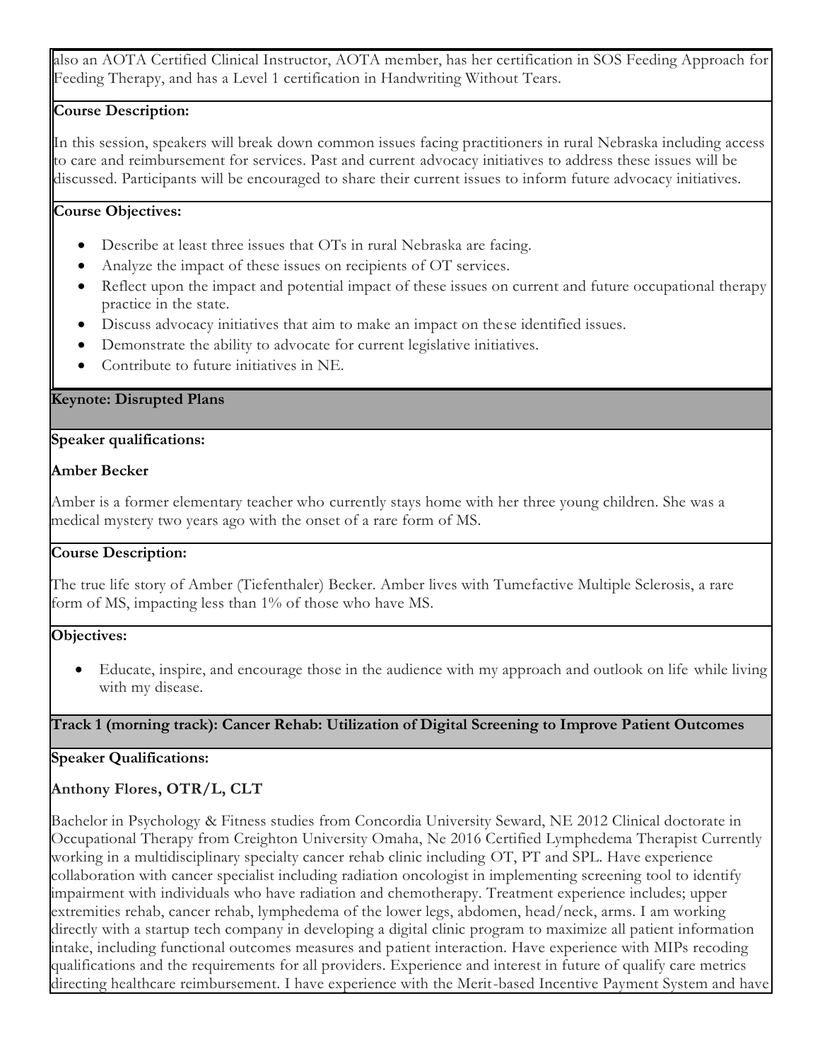also an AOTA Certified Clinical Instructor, AOTA member, has her certification in SOS Feeding Approach for Feeding Therapy, and has a Level 1 certification in Handwriting Without Tears.

**Course Description:**

In this session, speakers will break down common issues facing practitioners in rural Nebraska including access to care and reimbursement for services. Past and current advocacy initiatives to address these issues will be discussed. Participants will be encouraged to share their current issues to inform future advocacy initiatives.

**Course Objectives:**

- Describe at least three issues that OTs in rural Nebraska are facing.
- Analyze the impact of these issues on recipients of OT services.
- Reflect upon the impact and potential impact of these issues on current and future occupational therapy practice in the state.
- Discuss advocacy initiatives that aim to make an impact on these identified issues.
- Demonstrate the ability to advocate for current legislative initiatives.
- Contribute to future initiatives in NE.

## Keynote: Disrupted Plans

**Speaker qualifications:**

**Amber Becker**

Amber is a former elementary teacher who currently stays home with her three young children. She was a medical mystery two years ago with the onset of a rare form of MS.

**Course Description:**

The true life story of Amber (Tiefenthaler) Becker. Amber lives with Tumefactive Multiple Sclerosis, a rare form of MS, impacting less than 1% of those who have MS.

**Objectives:**

- Educate, inspire, and encourage those in the audience with my approach and outlook on life while living with my disease.

## Track 1 (morning track): Cancer Rehab: Utilization of Digital Screening to Improve Patient Outcomes

**Speaker Qualifications:**

**Anthony Flores, OTR/L, CLT**

Bachelor in Psychology & Fitness studies from Concordia University Seward, NE 2012 Clinical doctorate in Occupational Therapy from Creighton University Omaha, Ne 2016 Certified Lymphedema Therapist Currently working in a multidisciplinary specialty cancer rehab clinic including OT, PT and SPL. Have experience collaboration with cancer specialist including radiation oncologist in implementing screening tool to identify impairment with individuals who have radiation and chemotherapy. Treatment experience includes; upper extremities rehab, cancer rehab, lymphedema of the lower legs, abdomen, head/neck, arms. I am working directly with a startup tech company in developing a digital clinic program to maximize all patient information intake, including functional outcomes measures and patient interaction. Have experience with MIPs recoding qualifications and the requirements for all providers. Experience and interest in future of qualify care metrics directing healthcare reimbursement. I have experience with the Merit-based Incentive Payment System and have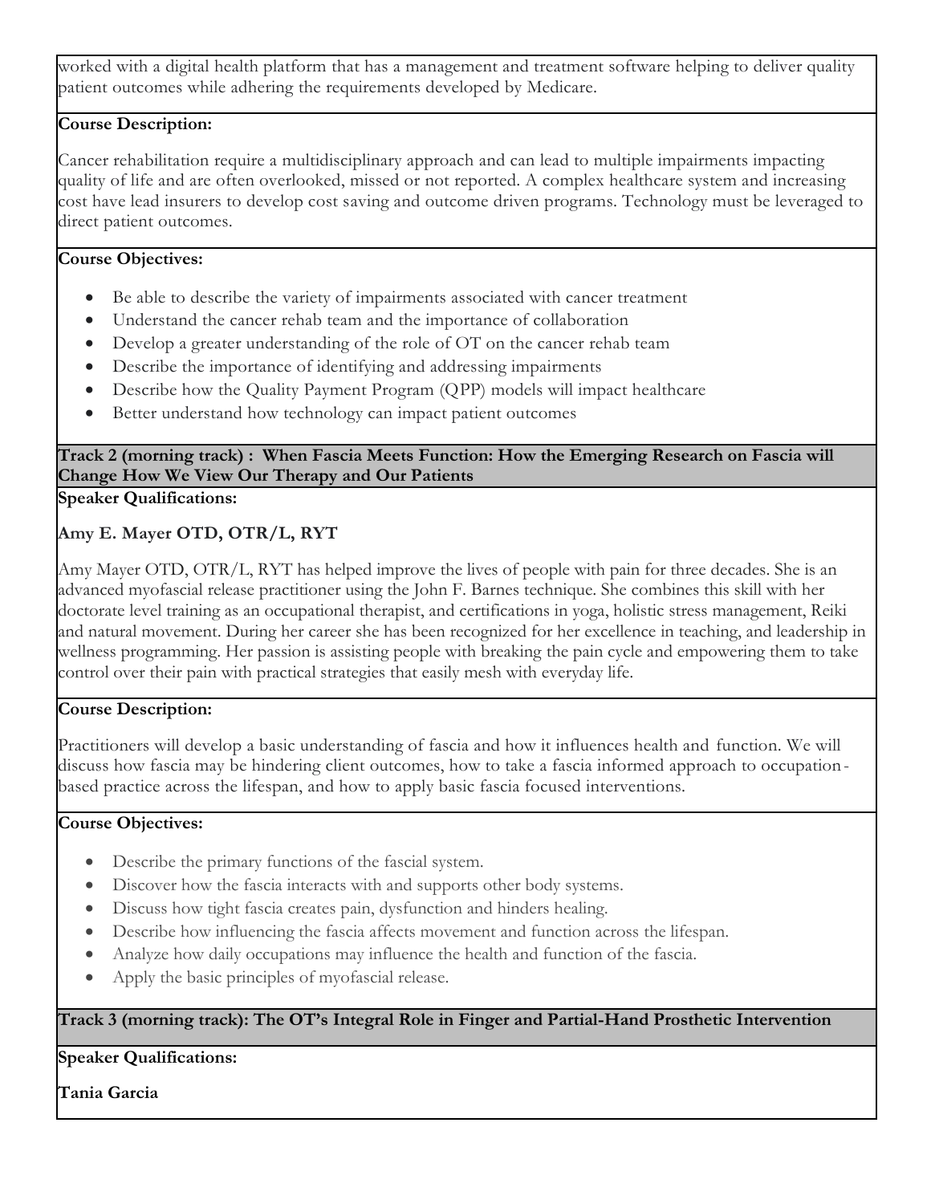worked with a digital health platform that has a management and treatment software helping to deliver quality patient outcomes while adhering the requirements developed by Medicare.

**Course Description:**

Cancer rehabilitation require a multidisciplinary approach and can lead to multiple impairments impacting quality of life and are often overlooked, missed or not reported. A complex healthcare system and increasing cost have lead insurers to develop cost saving and outcome driven programs. Technology must be leveraged to direct patient outcomes.

**Course Objectives:**

- Be able to describe the variety of impairments associated with cancer treatment
- Understand the cancer rehab team and the importance of collaboration
- Develop a greater understanding of the role of OT on the cancer rehab team
- Describe the importance of identifying and addressing impairments
- Describe how the Quality Payment Program (QPP) models will impact healthcare
- Better understand how technology can impact patient outcomes

**Track 2 (morning track) : When Fascia Meets Function: How the Emerging Research on Fascia will Change How We View Our Therapy and Our Patients**

**Speaker Qualifications:**

**Amy E. Mayer OTD, OTR/L, RYT**

Amy Mayer OTD, OTR/L, RYT has helped improve the lives of people with pain for three decades. She is an advanced myofascial release practitioner using the John F. Barnes technique. She combines this skill with her doctorate level training as an occupational therapist, and certifications in yoga, holistic stress management, Reiki and natural movement. During her career she has been recognized for her excellence in teaching, and leadership in wellness programming. Her passion is assisting people with breaking the pain cycle and empowering them to take control over their pain with practical strategies that easily mesh with everyday life.

**Course Description:**

Practitioners will develop a basic understanding of fascia and how it influences health and function. We will discuss how fascia may be hindering client outcomes, how to take a fascia informed approach to occupation-based practice across the lifespan, and how to apply basic fascia focused interventions.

**Course Objectives:**

- Describe the primary functions of the fascial system.
- Discover how the fascia interacts with and supports other body systems.
- Discuss how tight fascia creates pain, dysfunction and hinders healing.
- Describe how influencing the fascia affects movement and function across the lifespan.
- Analyze how daily occupations may influence the health and function of the fascia.
- Apply the basic principles of myofascial release.

**Track 3 (morning track): The OT's Integral Role in Finger and Partial-Hand Prosthetic Intervention**

**Speaker Qualifications:**

**Tania Garcia**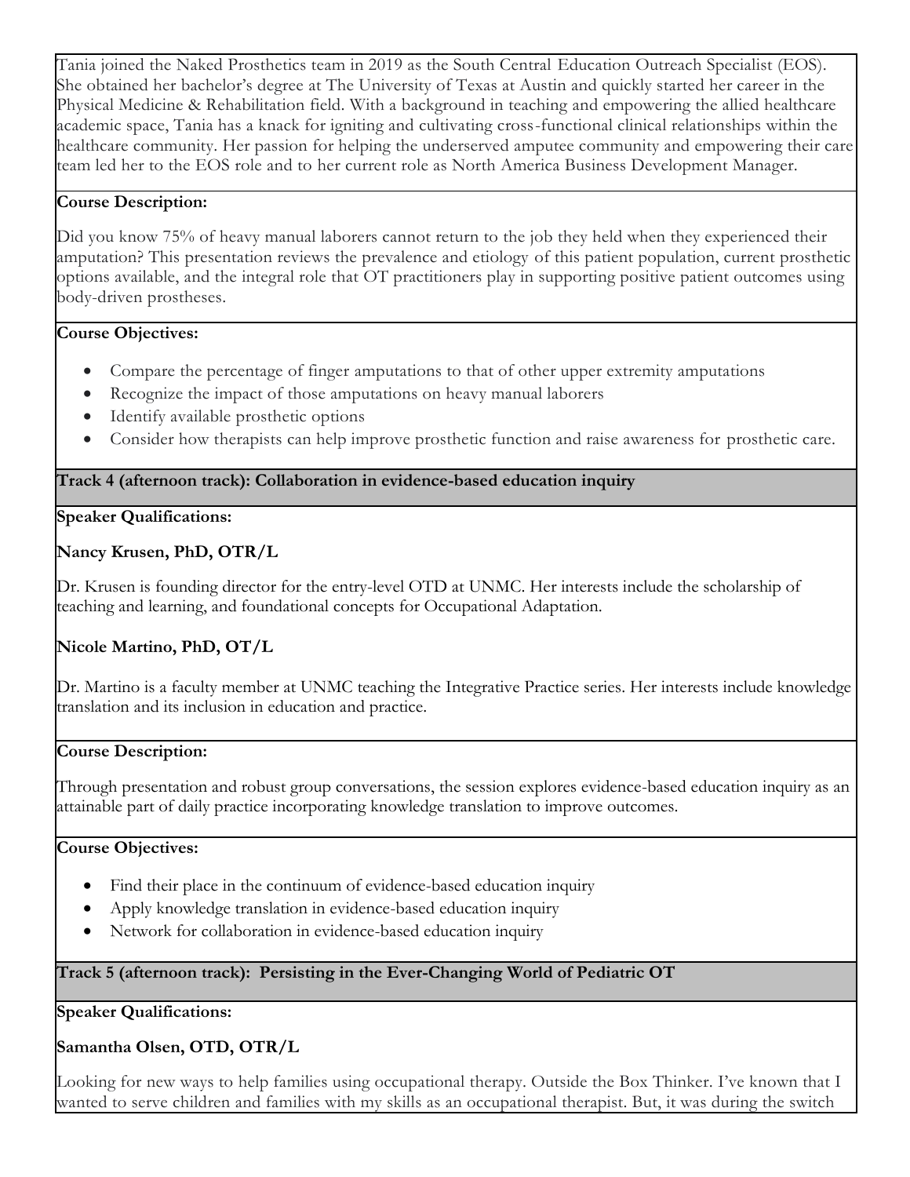Tania joined the Naked Prosthetics team in 2019 as the South Central Education Outreach Specialist (EOS). She obtained her bachelor's degree at The University of Texas at Austin and quickly started her career in the Physical Medicine & Rehabilitation field. With a background in teaching and empowering the allied healthcare academic space, Tania has a knack for igniting and cultivating cross-functional clinical relationships within the healthcare community. Her passion for helping the underserved amputee community and empowering their care team led her to the EOS role and to her current role as North America Business Development Manager.

**Course Description:**

Did you know 75% of heavy manual laborers cannot return to the job they held when they experienced their amputation? This presentation reviews the prevalence and etiology of this patient population, current prosthetic options available, and the integral role that OT practitioners play in supporting positive patient outcomes using body-driven prostheses.

**Course Objectives:**

- Compare the percentage of finger amputations to that of other upper extremity amputations
- Recognize the impact of those amputations on heavy manual laborers
- Identify available prosthetic options
- Consider how therapists can help improve prosthetic function and raise awareness for prosthetic care.

**Track 4 (afternoon track): Collaboration in evidence-based education inquiry**

**Speaker Qualifications:**

**Nancy Krusen, PhD, OTR/L**

Dr. Krusen is founding director for the entry-level OTD at UNMC. Her interests include the scholarship of teaching and learning, and foundational concepts for Occupational Adaptation.

**Nicole Martino, PhD, OT/L**

Dr. Martino is a faculty member at UNMC teaching the Integrative Practice series. Her interests include knowledge translation and its inclusion in education and practice.

**Course Description:**

Through presentation and robust group conversations, the session explores evidence-based education inquiry as an attainable part of daily practice incorporating knowledge translation to improve outcomes.

**Course Objectives:**

- Find their place in the continuum of evidence-based education inquiry
- Apply knowledge translation in evidence-based education inquiry
- Network for collaboration in evidence-based education inquiry

**Track 5 (afternoon track): Persisting in the Ever-Changing World of Pediatric OT**

**Speaker Qualifications:**

**Samantha Olsen, OTD, OTR/L**

Looking for new ways to help families using occupational therapy. Outside the Box Thinker. I've known that I wanted to serve children and families with my skills as an occupational therapist. But, it was during the switch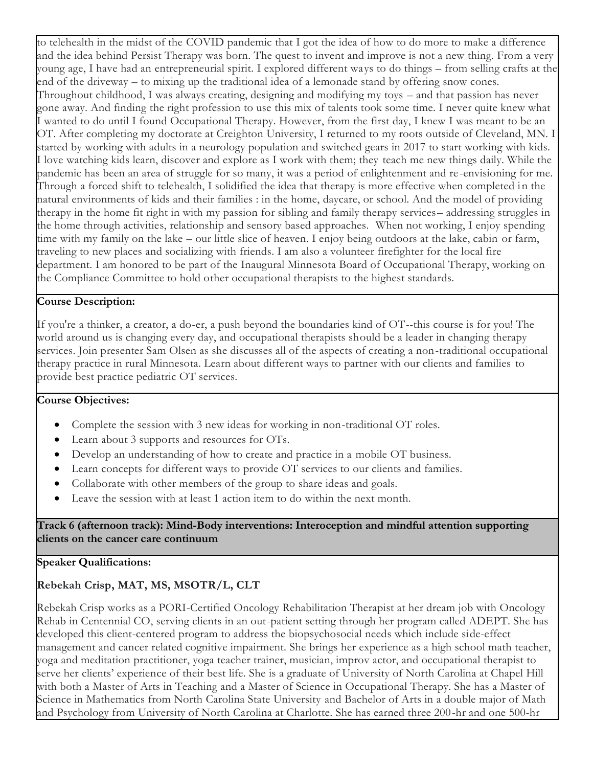to telehealth in the midst of the COVID pandemic that I got the idea of how to do more to make a difference and the idea behind Persist Therapy was born. The quest to invent and improve is not a new thing. From a very young age, I have had an entrepreneurial spirit. I explored different ways to do things – from selling crafts at the end of the driveway – to mixing up the traditional idea of a lemonade stand by offering snow cones. Throughout childhood, I was always creating, designing and modifying my toys – and that passion has never gone away. And finding the right profession to use this mix of talents took some time. I never quite knew what I wanted to do until I found Occupational Therapy. However, from the first day, I knew I was meant to be an OT. After completing my doctorate at Creighton University, I returned to my roots outside of Cleveland, MN. I started by working with adults in a neurology population and switched gears in 2017 to start working with kids. I love watching kids learn, discover and explore as I work with them; they teach me new things daily. While the pandemic has been an area of struggle for so many, it was a period of enlightenment and re-envisioning for me. Through a forced shift to telehealth, I solidified the idea that therapy is more effective when completed in the natural environments of kids and their families : in the home, daycare, or school. And the model of providing therapy in the home fit right in with my passion for sibling and family therapy services– addressing struggles in the home through activities, relationship and sensory based approaches. When not working, I enjoy spending time with my family on the lake – our little slice of heaven. I enjoy being outdoors at the lake, cabin or farm, traveling to new places and socializing with friends. I am also a volunteer firefighter for the local fire department. I am honored to be part of the Inaugural Minnesota Board of Occupational Therapy, working on the Compliance Committee to hold other occupational therapists to the highest standards.

**Course Description:**

If you're a thinker, a creator, a do-er, a push beyond the boundaries kind of OT--this course is for you! The world around us is changing every day, and occupational therapists should be a leader in changing therapy services. Join presenter Sam Olsen as she discusses all of the aspects of creating a non-traditional occupational therapy practice in rural Minnesota. Learn about different ways to partner with our clients and families to provide best practice pediatric OT services.

**Course Objectives:**

- Complete the session with 3 new ideas for working in non-traditional OT roles.
- Learn about 3 supports and resources for OTs.
- Develop an understanding of how to create and practice in a mobile OT business.
- Learn concepts for different ways to provide OT services to our clients and families.
- Collaborate with other members of the group to share ideas and goals.
- Leave the session with at least 1 action item to do within the next month.

**Track 6 (afternoon track): Mind-Body interventions: Interoception and mindful attention supporting clients on the cancer care continuum**

**Speaker Qualifications:**

**Rebekah Crisp, MAT, MS, MSOTR/L, CLT**

Rebekah Crisp works as a PORI-Certified Oncology Rehabilitation Therapist at her dream job with Oncology Rehab in Centennial CO, serving clients in an out-patient setting through her program called ADEPT. She has developed this client-centered program to address the biopsychosocial needs which include side-effect management and cancer related cognitive impairment. She brings her experience as a high school math teacher, yoga and meditation practitioner, yoga teacher trainer, musician, improv actor, and occupational therapist to serve her clients' experience of their best life. She is a graduate of University of North Carolina at Chapel Hill with both a Master of Arts in Teaching and a Master of Science in Occupational Therapy. She has a Master of Science in Mathematics from North Carolina State University and Bachelor of Arts in a double major of Math and Psychology from University of North Carolina at Charlotte. She has earned three 200-hr and one 500-hr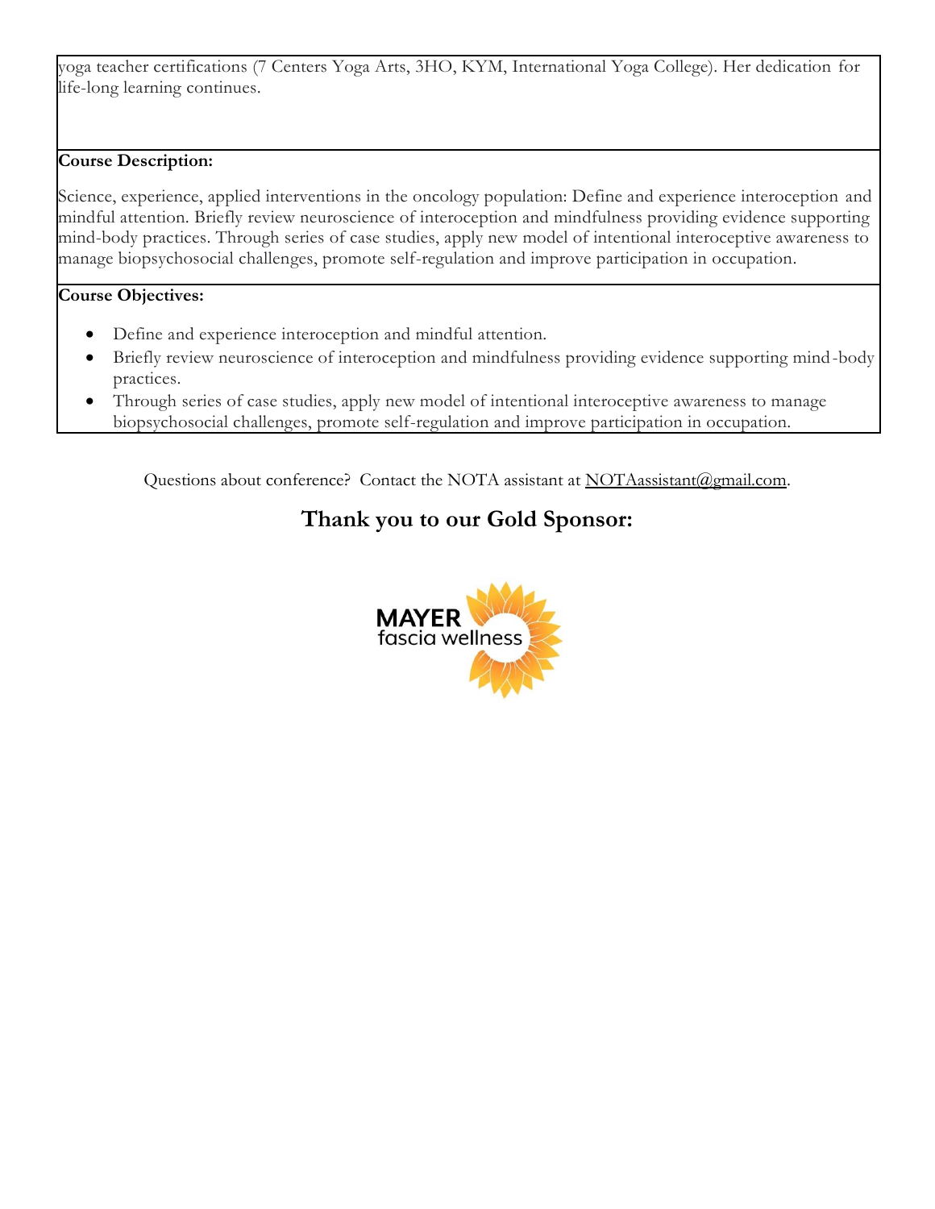yoga teacher certifications (7 Centers Yoga Arts, 3HO, KYM, International Yoga College). Her dedication for life-long learning continues.

**Course Description:**

Science, experience, applied interventions in the oncology population: Define and experience interoception and mindful attention. Briefly review neuroscience of interoception and mindfulness providing evidence supporting mind-body practices. Through series of case studies, apply new model of intentional interoceptive awareness to manage biopsychosocial challenges, promote self-regulation and improve participation in occupation.

**Course Objectives:**

- Define and experience interoception and mindful attention.
- Briefly review neuroscience of interoception and mindfulness providing evidence supporting mind-body practices.
- Through series of case studies, apply new model of intentional interoceptive awareness to manage biopsychosocial challenges, promote self-regulation and improve participation in occupation.

Questions about conference? Contact the NOTA assistant at NOTAassistant@gmail.com.

## Thank you to our Gold Sponsor:

MAYER
fascia wellness